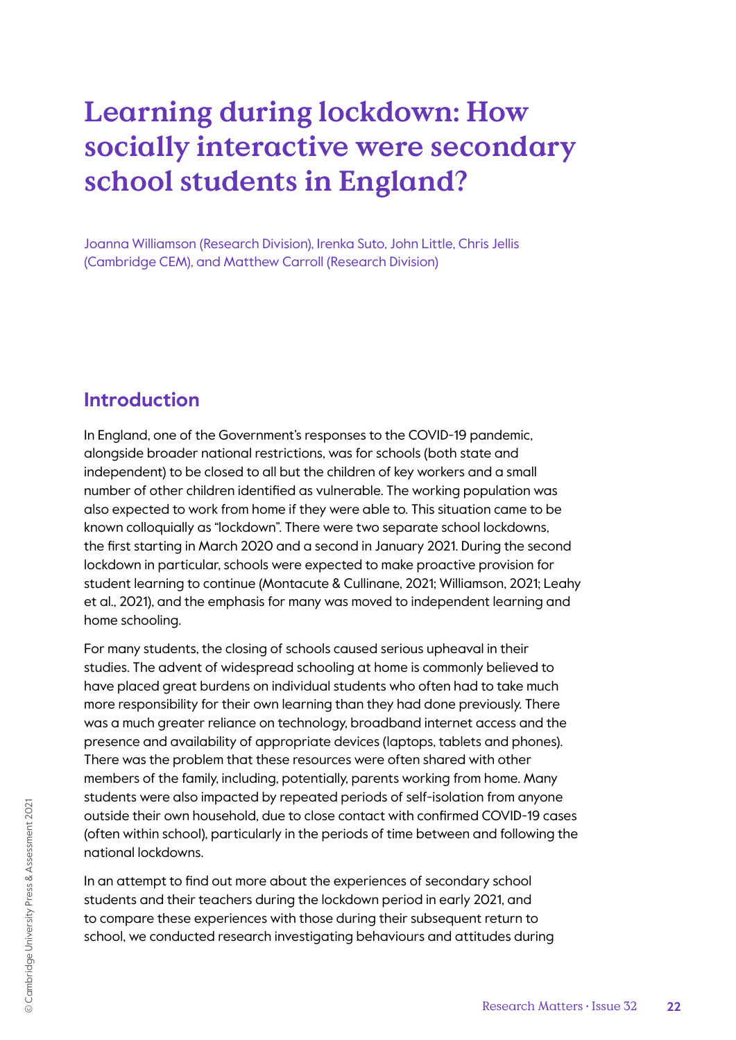# Learning during lockdown: How socially interactive were secondary school students in England?

Joanna Williamson (Research Division), Irenka Suto, John Little, Chris Jellis (Cambridge CEM), and Matthew Carroll (Research Division)

## Introduction

In England, one of the Government's responses to the COVID-19 pandemic, alongside broader national restrictions, was for schools (both state and independent) to be closed to all but the children of key workers and a small number of other children identified as vulnerable. The working population was also expected to work from home if they were able to. This situation came to be known colloquially as "lockdown". There were two separate school lockdowns, the first starting in March 2020 and a second in January 2021. During the second lockdown in particular, schools were expected to make proactive provision for student learning to continue (Montacute & Cullinane, 2021; Williamson, 2021; Leahy et al., 2021), and the emphasis for many was moved to independent learning and home schooling.

For many students, the closing of schools caused serious upheaval in their studies. The advent of widespread schooling at home is commonly believed to have placed great burdens on individual students who often had to take much more responsibility for their own learning than they had done previously. There was a much greater reliance on technology, broadband internet access and the presence and availability of appropriate devices (laptops, tablets and phones). There was the problem that these resources were often shared with other members of the family, including, potentially, parents working from home. Many students were also impacted by repeated periods of self-isolation from anyone outside their own household, due to close contact with confirmed COVID-19 cases (often within school), particularly in the periods of time between and following the national lockdowns.

In an attempt to find out more about the experiences of secondary school students and their teachers during the lockdown period in early 2021, and to compare these experiences with those during their subsequent return to school, we conducted research investigating behaviours and attitudes during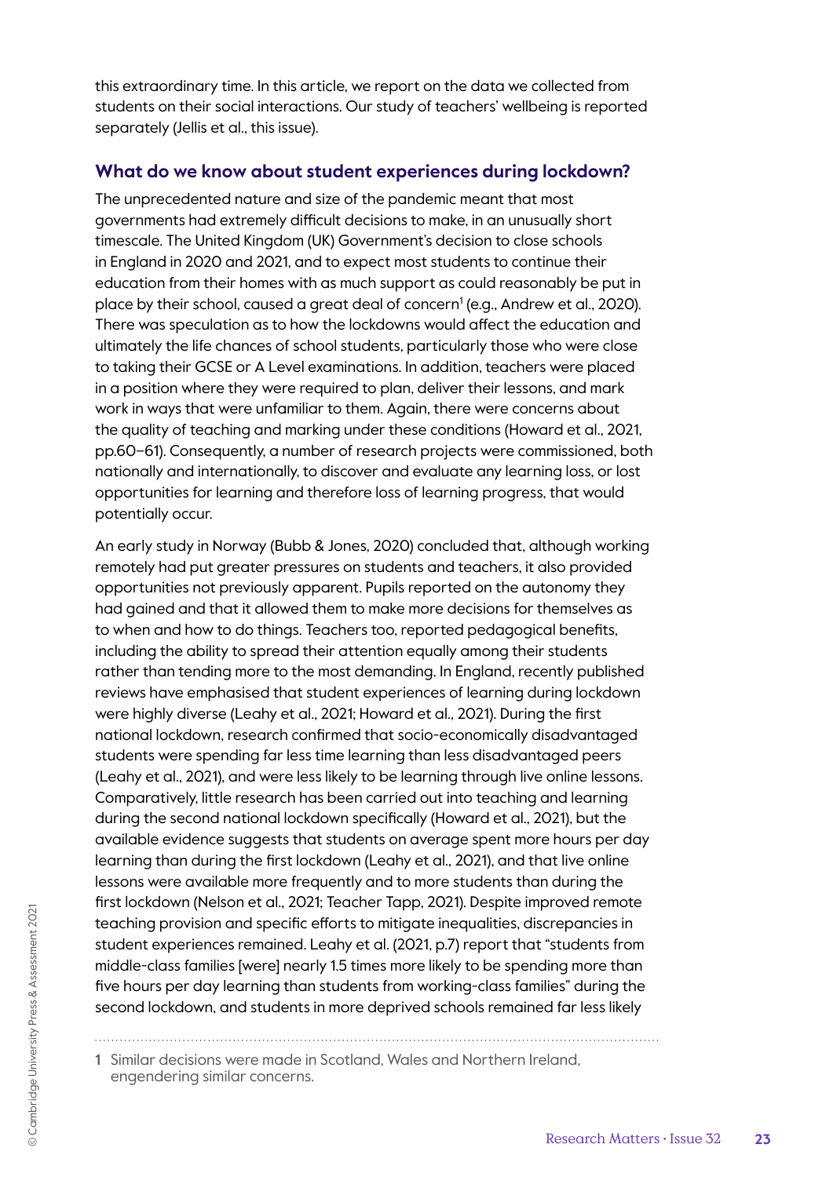this extraordinary time. In this article, we report on the data we collected from students on their social interactions. Our study of teachers' wellbeing is reported separately (Jellis et al., this issue).

## What do we know about student experiences during lockdown?

The unprecedented nature and size of the pandemic meant that most governments had extremely difficult decisions to make, in an unusually short timescale. The United Kingdom (UK) Government's decision to close schools in England in 2020 and 2021, and to expect most students to continue their education from their homes with as much support as could reasonably be put in place by their school, caused a great deal of concern[1] (e.g., Andrew et al., 2020). There was speculation as to how the lockdowns would affect the education and ultimately the life chances of school students, particularly those who were close to taking their GCSE or A Level examinations. In addition, teachers were placed in a position where they were required to plan, deliver their lessons, and mark work in ways that were unfamiliar to them. Again, there were concerns about the quality of teaching and marking under these conditions (Howard et al., 2021, pp.60–61). Consequently, a number of research projects were commissioned, both nationally and internationally, to discover and evaluate any learning loss, or lost opportunities for learning and therefore loss of learning progress, that would potentially occur.

An early study in Norway (Bubb & Jones, 2020) concluded that, although working remotely had put greater pressures on students and teachers, it also provided opportunities not previously apparent. Pupils reported on the autonomy they had gained and that it allowed them to make more decisions for themselves as to when and how to do things. Teachers too, reported pedagogical benefits, including the ability to spread their attention equally among their students rather than tending more to the most demanding. In England, recently published reviews have emphasised that student experiences of learning during lockdown were highly diverse (Leahy et al., 2021; Howard et al., 2021). During the first national lockdown, research confirmed that socio-economically disadvantaged students were spending far less time learning than less disadvantaged peers (Leahy et al., 2021), and were less likely to be learning through live online lessons. Comparatively, little research has been carried out into teaching and learning during the second national lockdown specifically (Howard et al., 2021), but the available evidence suggests that students on average spent more hours per day learning than during the first lockdown (Leahy et al., 2021), and that live online lessons were available more frequently and to more students than during the first lockdown (Nelson et al., 2021; Teacher Tapp, 2021). Despite improved remote teaching provision and specific efforts to mitigate inequalities, discrepancies in student experiences remained. Leahy et al. (2021, p.7) report that "students from middle-class families [were] nearly 1.5 times more likely to be spending more than five hours per day learning than students from working-class families" during the second lockdown, and students in more deprived schools remained far less likely

---

1 Similar decisions were made in Scotland, Wales and Northern Ireland, engendering similar concerns.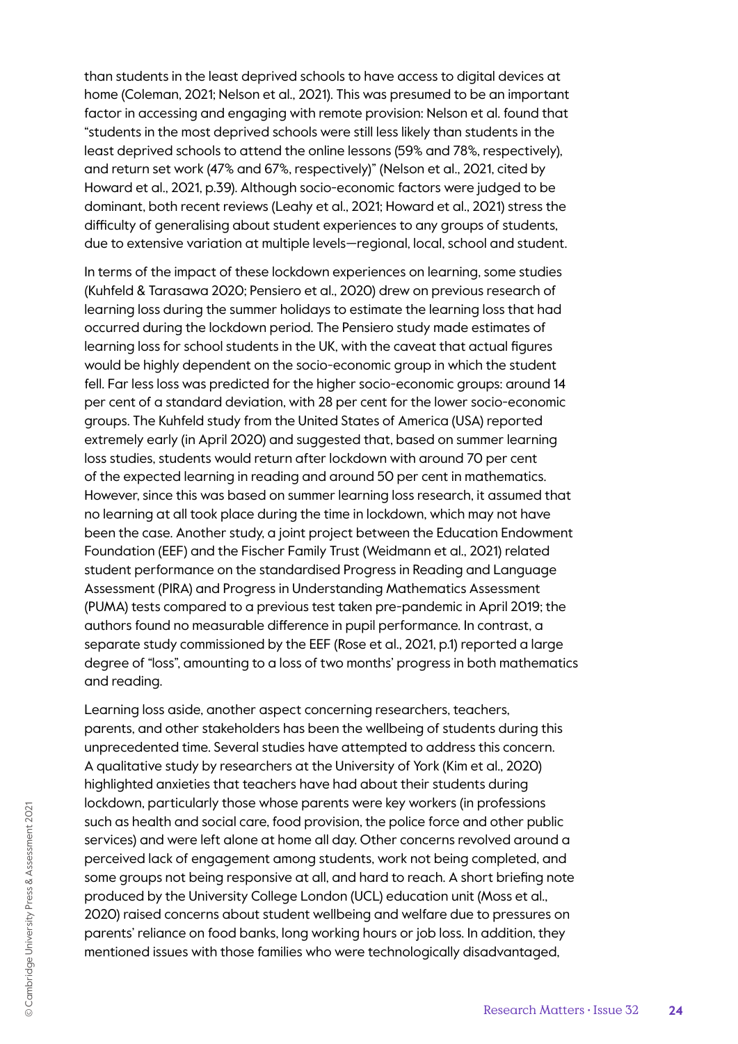than students in the least deprived schools to have access to digital devices at home (Coleman, 2021; Nelson et al., 2021). This was presumed to be an important factor in accessing and engaging with remote provision: Nelson et al. found that "students in the most deprived schools were still less likely than students in the least deprived schools to attend the online lessons (59% and 78%, respectively), and return set work (47% and 67%, respectively)" (Nelson et al., 2021, cited by Howard et al., 2021, p.39). Although socio-economic factors were judged to be dominant, both recent reviews (Leahy et al., 2021; Howard et al., 2021) stress the difficulty of generalising about student experiences to any groups of students, due to extensive variation at multiple levels—regional, local, school and student.

In terms of the impact of these lockdown experiences on learning, some studies (Kuhfeld & Tarasawa 2020; Pensiero et al., 2020) drew on previous research of learning loss during the summer holidays to estimate the learning loss that had occurred during the lockdown period. The Pensiero study made estimates of learning loss for school students in the UK, with the caveat that actual figures would be highly dependent on the socio-economic group in which the student fell. Far less loss was predicted for the higher socio-economic groups: around 14 per cent of a standard deviation, with 28 per cent for the lower socio-economic groups. The Kuhfeld study from the United States of America (USA) reported extremely early (in April 2020) and suggested that, based on summer learning loss studies, students would return after lockdown with around 70 per cent of the expected learning in reading and around 50 per cent in mathematics. However, since this was based on summer learning loss research, it assumed that no learning at all took place during the time in lockdown, which may not have been the case. Another study, a joint project between the Education Endowment Foundation (EEF) and the Fischer Family Trust (Weidmann et al., 2021) related student performance on the standardised Progress in Reading and Language Assessment (PIRA) and Progress in Understanding Mathematics Assessment (PUMA) tests compared to a previous test taken pre-pandemic in April 2019; the authors found no measurable difference in pupil performance. In contrast, a separate study commissioned by the EEF (Rose et al., 2021, p.1) reported a large degree of "loss", amounting to a loss of two months' progress in both mathematics and reading.

Learning loss aside, another aspect concerning researchers, teachers, parents, and other stakeholders has been the wellbeing of students during this unprecedented time. Several studies have attempted to address this concern. A qualitative study by researchers at the University of York (Kim et al., 2020) highlighted anxieties that teachers have had about their students during lockdown, particularly those whose parents were key workers (in professions such as health and social care, food provision, the police force and other public services) and were left alone at home all day. Other concerns revolved around a perceived lack of engagement among students, work not being completed, and some groups not being responsive at all, and hard to reach. A short briefing note produced by the University College London (UCL) education unit (Moss et al., 2020) raised concerns about student wellbeing and welfare due to pressures on parents' reliance on food banks, long working hours or job loss. In addition, they mentioned issues with those families who were technologically disadvantaged,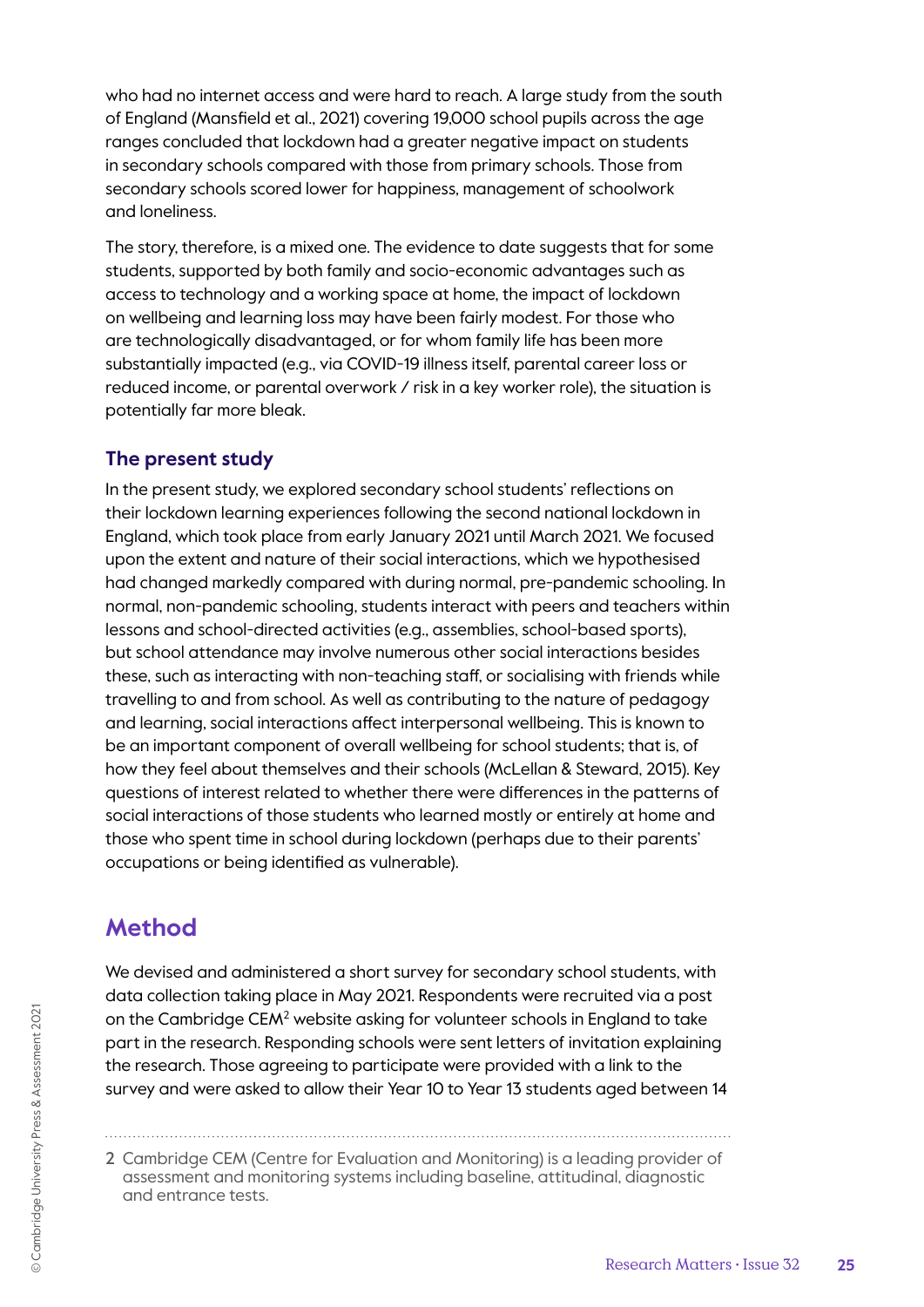who had no internet access and were hard to reach. A large study from the south of England (Mansfield et al., 2021) covering 19,000 school pupils across the age ranges concluded that lockdown had a greater negative impact on students in secondary schools compared with those from primary schools. Those from secondary schools scored lower for happiness, management of schoolwork and loneliness.

The story, therefore, is a mixed one. The evidence to date suggests that for some students, supported by both family and socio-economic advantages such as access to technology and a working space at home, the impact of lockdown on wellbeing and learning loss may have been fairly modest. For those who are technologically disadvantaged, or for whom family life has been more substantially impacted (e.g., via COVID-19 illness itself, parental career loss or reduced income, or parental overwork / risk in a key worker role), the situation is potentially far more bleak.

### The present study

In the present study, we explored secondary school students' reflections on their lockdown learning experiences following the second national lockdown in England, which took place from early January 2021 until March 2021. We focused upon the extent and nature of their social interactions, which we hypothesised had changed markedly compared with during normal, pre-pandemic schooling. In normal, non-pandemic schooling, students interact with peers and teachers within lessons and school-directed activities (e.g., assemblies, school-based sports), but school attendance may involve numerous other social interactions besides these, such as interacting with non-teaching staff, or socialising with friends while travelling to and from school. As well as contributing to the nature of pedagogy and learning, social interactions affect interpersonal wellbeing. This is known to be an important component of overall wellbeing for school students; that is, of how they feel about themselves and their schools (McLellan & Steward, 2015). Key questions of interest related to whether there were differences in the patterns of social interactions of those students who learned mostly or entirely at home and those who spent time in school during lockdown (perhaps due to their parents' occupations or being identified as vulnerable).

## Method

We devised and administered a short survey for secondary school students, with data collection taking place in May 2021. Respondents were recruited via a post on the Cambridge CEM[2] website asking for volunteer schools in England to take part in the research. Responding schools were sent letters of invitation explaining the research. Those agreeing to participate were provided with a link to the survey and were asked to allow their Year 10 to Year 13 students aged between 14

2 Cambridge CEM (Centre for Evaluation and Monitoring) is a leading provider of assessment and monitoring systems including baseline, attitudinal, diagnostic and entrance tests.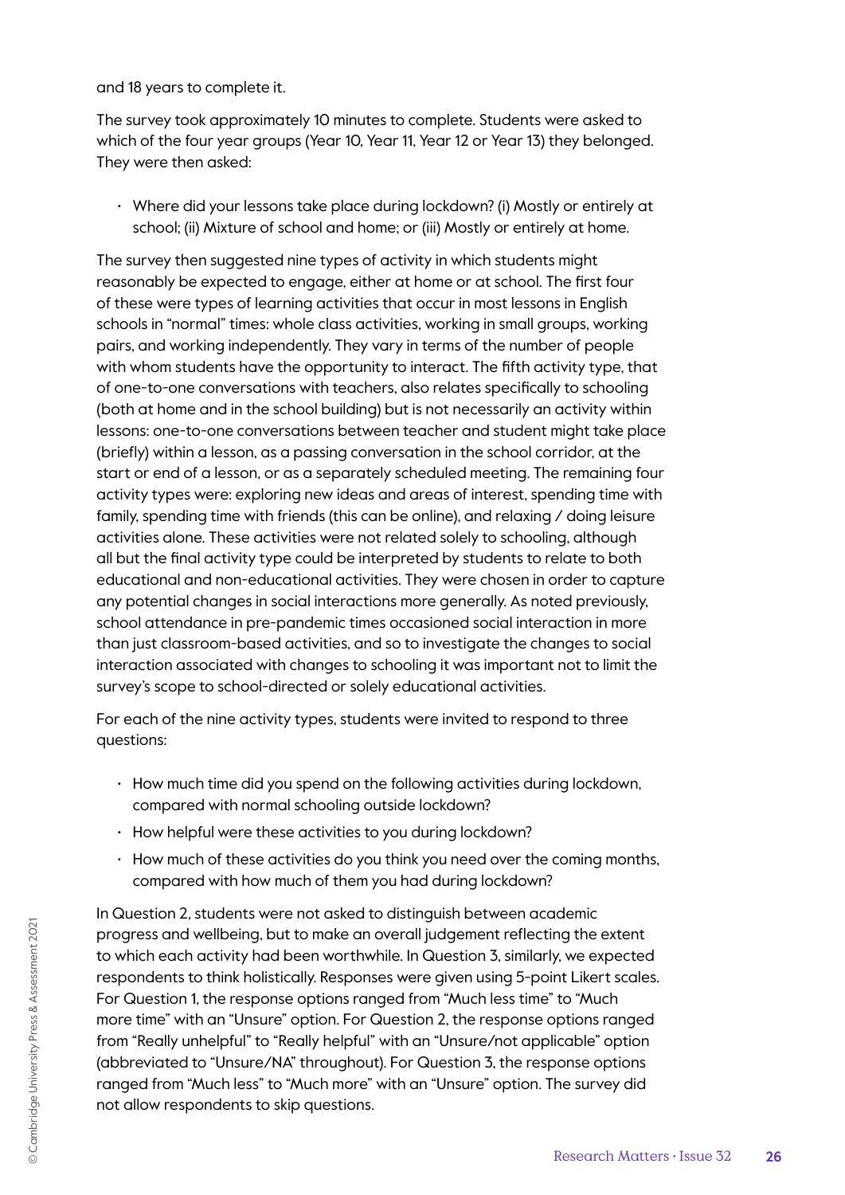and 18 years to complete it.

The survey took approximately 10 minutes to complete. Students were asked to which of the four year groups (Year 10, Year 11, Year 12 or Year 13) they belonged. They were then asked:

- Where did your lessons take place during lockdown? (i) Mostly or entirely at school; (ii) Mixture of school and home; or (iii) Mostly or entirely at home.

The survey then suggested nine types of activity in which students might reasonably be expected to engage, either at home or at school. The first four of these were types of learning activities that occur in most lessons in English schools in "normal" times: whole class activities, working in small groups, working pairs, and working independently. They vary in terms of the number of people with whom students have the opportunity to interact. The fifth activity type, that of one-to-one conversations with teachers, also relates specifically to schooling (both at home and in the school building) but is not necessarily an activity within lessons: one-to-one conversations between teacher and student might take place (briefly) within a lesson, as a passing conversation in the school corridor, at the start or end of a lesson, or as a separately scheduled meeting. The remaining four activity types were: exploring new ideas and areas of interest, spending time with family, spending time with friends (this can be online), and relaxing / doing leisure activities alone. These activities were not related solely to schooling, although all but the final activity type could be interpreted by students to relate to both educational and non-educational activities. They were chosen in order to capture any potential changes in social interactions more generally. As noted previously, school attendance in pre-pandemic times occasioned social interaction in more than just classroom-based activities, and so to investigate the changes to social interaction associated with changes to schooling it was important not to limit the survey's scope to school-directed or solely educational activities.

For each of the nine activity types, students were invited to respond to three questions:

- How much time did you spend on the following activities during lockdown, compared with normal schooling outside lockdown?
- How helpful were these activities to you during lockdown?
- How much of these activities do you think you need over the coming months, compared with how much of them you had during lockdown?

In Question 2, students were not asked to distinguish between academic progress and wellbeing, but to make an overall judgement reflecting the extent to which each activity had been worthwhile. In Question 3, similarly, we expected respondents to think holistically. Responses were given using 5-point Likert scales. For Question 1, the response options ranged from "Much less time" to "Much more time" with an "Unsure" option. For Question 2, the response options ranged from "Really unhelpful" to "Really helpful" with an "Unsure/not applicable" option (abbreviated to "Unsure/NA" throughout). For Question 3, the response options ranged from "Much less" to "Much more" with an "Unsure" option. The survey did not allow respondents to skip questions.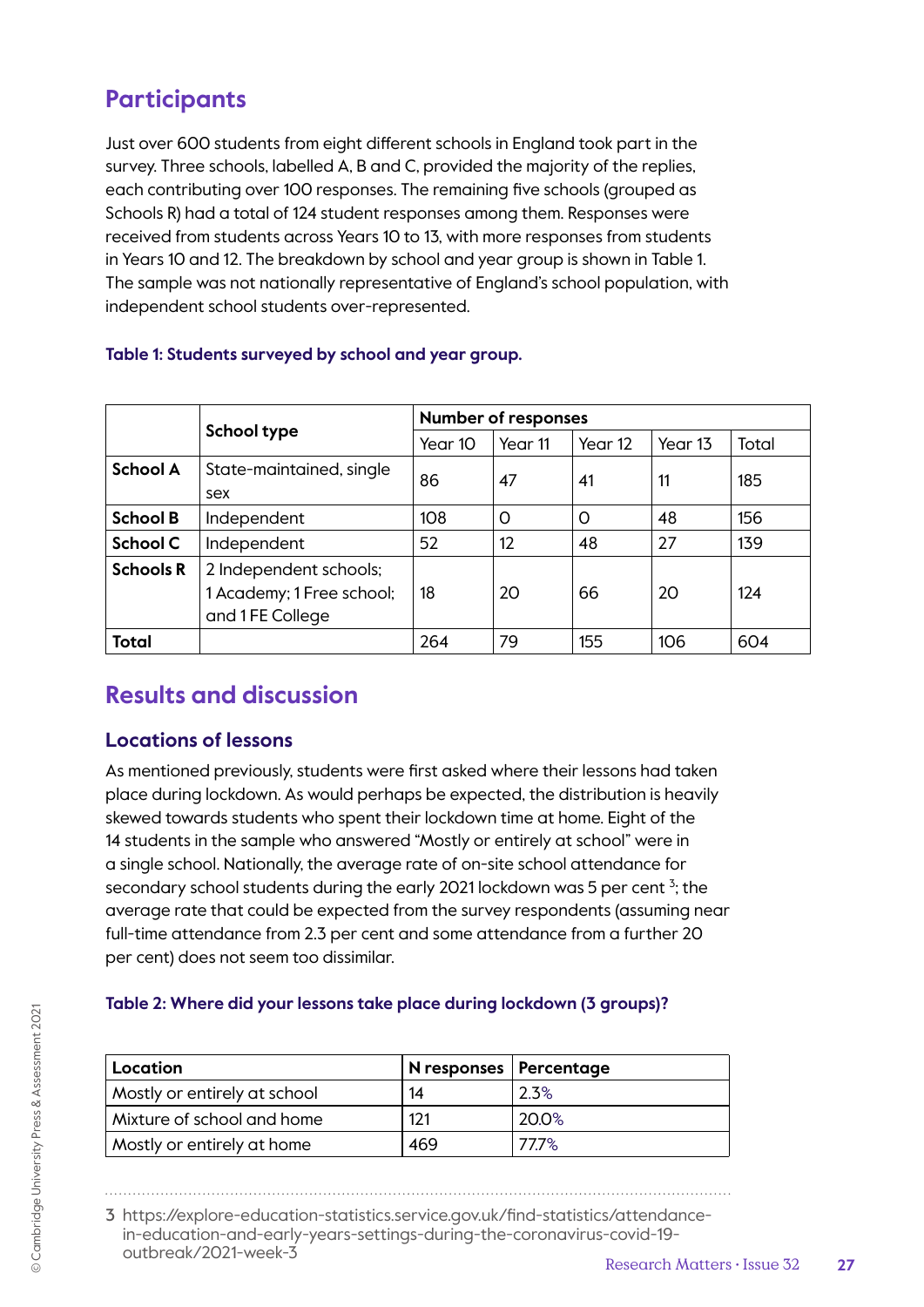## Participants

Just over 600 students from eight different schools in England took part in the survey. Three schools, labelled A, B and C, provided the majority of the replies, each contributing over 100 responses. The remaining five schools (grouped as Schools R) had a total of 124 student responses among them. Responses were received from students across Years 10 to 13, with more responses from students in Years 10 and 12. The breakdown by school and year group is shown in Table 1. The sample was not nationally representative of England's school population, with independent school students over-represented.

**Table 1: Students surveyed by school and year group.**

| | School type | Number of responses | | | | |
|---|---|---|---|---|---|---|
| | | Year 10 | Year 11 | Year 12 | Year 13 | Total |
| **School A** | State-maintained, single sex | 86 | 47 | 41 | 11 | 185 |
| **School B** | Independent | 108 | 0 | 0 | 48 | 156 |
| **School C** | Independent | 52 | 12 | 48 | 27 | 139 |
| **Schools R** | 2 Independent schools; 1 Academy; 1 Free school; and 1 FE College | 18 | 20 | 66 | 20 | 124 |
| **Total** | | 264 | 79 | 155 | 106 | 604 |

## Results and discussion

### Locations of lessons

As mentioned previously, students were first asked where their lessons had taken place during lockdown. As would perhaps be expected, the distribution is heavily skewed towards students who spent their lockdown time at home. Eight of the 14 students in the sample who answered "Mostly or entirely at school" were in a single school. Nationally, the average rate of on-site school attendance for secondary school students during the early 2021 lockdown was 5 per cent [3]; the average rate that could be expected from the survey respondents (assuming near full-time attendance from 2.3 per cent and some attendance from a further 20 per cent) does not seem too dissimilar.

**Table 2: Where did your lessons take place during lockdown (3 groups)?**

| Location | N responses | Percentage |
|---|---|---|
| Mostly or entirely at school | 14 | 2.3% |
| Mixture of school and home | 121 | 20.0% |
| Mostly or entirely at home | 469 | 77.7% |

3 https://explore-education-statistics.service.gov.uk/find-statistics/attendance-in-education-and-early-years-settings-during-the-coronavirus-covid-19-outbreak/2021-week-3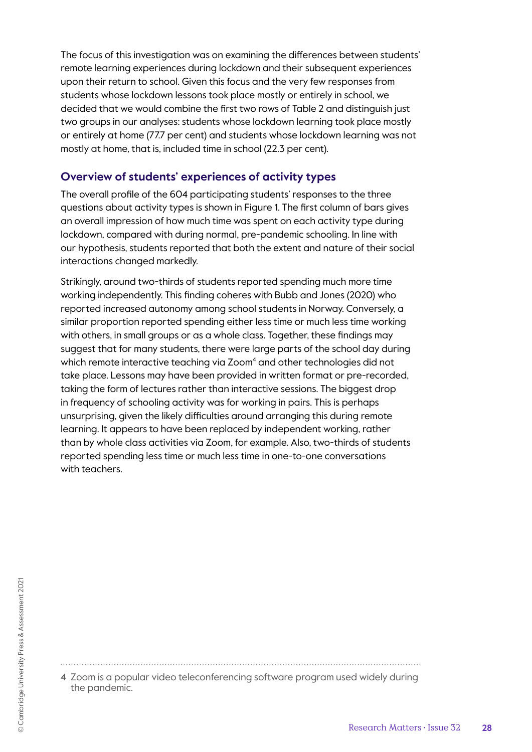The focus of this investigation was on examining the differences between students' remote learning experiences during lockdown and their subsequent experiences upon their return to school. Given this focus and the very few responses from students whose lockdown lessons took place mostly or entirely in school, we decided that we would combine the first two rows of Table 2 and distinguish just two groups in our analyses: students whose lockdown learning took place mostly or entirely at home (77.7 per cent) and students whose lockdown learning was not mostly at home, that is, included time in school (22.3 per cent).

## Overview of students' experiences of activity types

The overall profile of the 604 participating students' responses to the three questions about activity types is shown in Figure 1. The first column of bars gives an overall impression of how much time was spent on each activity type during lockdown, compared with during normal, pre-pandemic schooling. In line with our hypothesis, students reported that both the extent and nature of their social interactions changed markedly.

Strikingly, around two-thirds of students reported spending much more time working independently. This finding coheres with Bubb and Jones (2020) who reported increased autonomy among school students in Norway. Conversely, a similar proportion reported spending either less time or much less time working with others, in small groups or as a whole class. Together, these findings may suggest that for many students, there were large parts of the school day during which remote interactive teaching via Zoom[4] and other technologies did not take place. Lessons may have been provided in written format or pre-recorded, taking the form of lectures rather than interactive sessions. The biggest drop in frequency of schooling activity was for working in pairs. This is perhaps unsurprising, given the likely difficulties around arranging this during remote learning. It appears to have been replaced by independent working, rather than by whole class activities via Zoom, for example. Also, two-thirds of students reported spending less time or much less time in one-to-one conversations with teachers.

---

4 Zoom is a popular video teleconferencing software program used widely during the pandemic.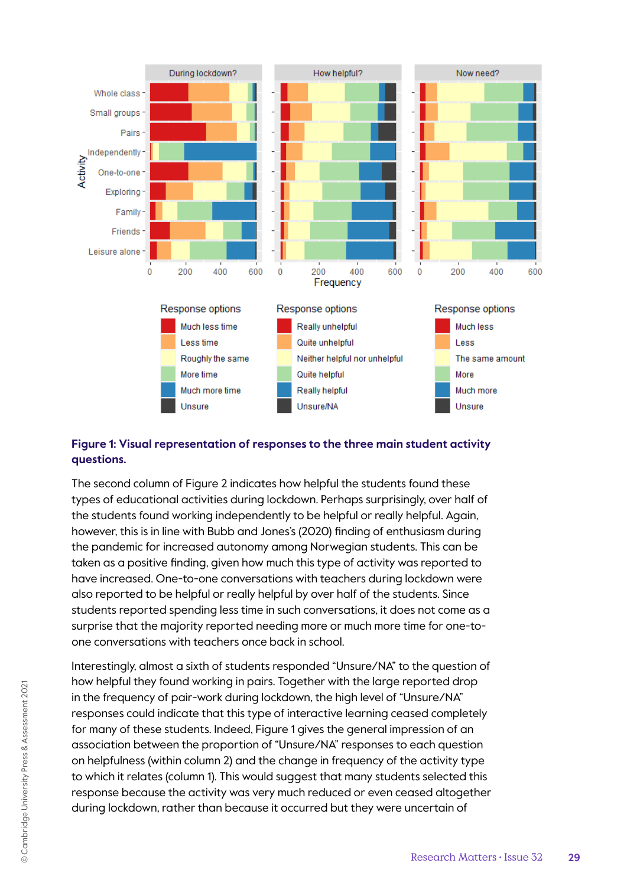During lockdown?

How helpful?

Now need?

Activity

Whole class

Small groups

Pairs

Independently

One-to-one

Exploring

Family

Friends

Leisure alone

0 200 400 600

0 200 400 600

0 200 400 600

Frequency

Response options
- Much less time
- Less time
- Roughly the same
- More time
- Much more time
- Unsure

Response options
- Really unhelpful
- Quite unhelpful
- Neither helpful nor unhelpful
- Quite helpful
- Really helpful
- Unsure/NA

Response options
- Much less
- Less
- The same amount
- More
- Much more
- Unsure

**Figure 1: Visual representation of responses to the three main student activity questions.**

The second column of Figure 2 indicates how helpful the students found these types of educational activities during lockdown. Perhaps surprisingly, over half of the students found working independently to be helpful or really helpful. Again, however, this is in line with Bubb and Jones's (2020) finding of enthusiasm during the pandemic for increased autonomy among Norwegian students. This can be taken as a positive finding, given how much this type of activity was reported to have increased. One-to-one conversations with teachers during lockdown were also reported to be helpful or really helpful by over half of the students. Since students reported spending less time in such conversations, it does not come as a surprise that the majority reported needing more or much more time for one-to-one conversations with teachers once back in school.

Interestingly, almost a sixth of students responded "Unsure/NA" to the question of how helpful they found working in pairs. Together with the large reported drop in the frequency of pair-work during lockdown, the high level of "Unsure/NA" responses could indicate that this type of interactive learning ceased completely for many of these students. Indeed, Figure 1 gives the general impression of an association between the proportion of "Unsure/NA" responses to each question on helpfulness (within column 2) and the change in frequency of the activity type to which it relates (column 1). This would suggest that many students selected this response because the activity was very much reduced or even ceased altogether during lockdown, rather than because it occurred but they were uncertain of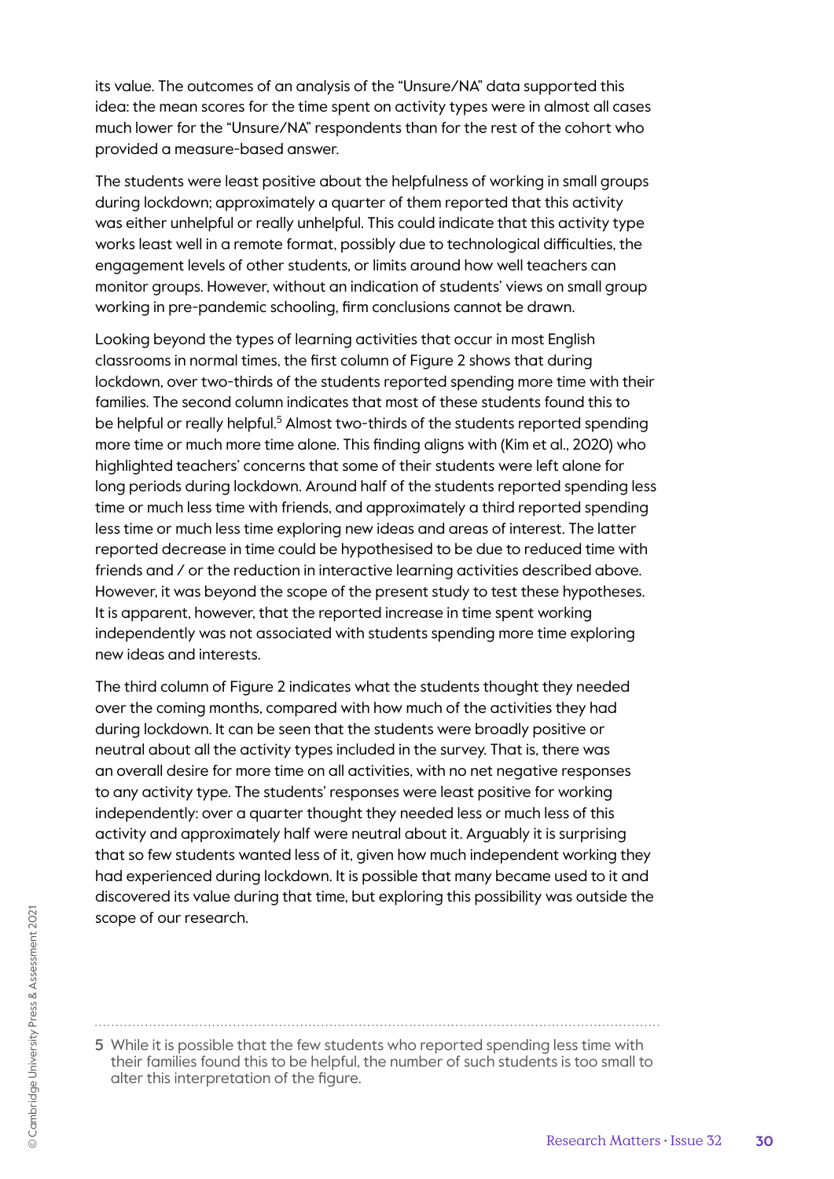its value. The outcomes of an analysis of the "Unsure/NA" data supported this idea: the mean scores for the time spent on activity types were in almost all cases much lower for the "Unsure/NA" respondents than for the rest of the cohort who provided a measure-based answer.

The students were least positive about the helpfulness of working in small groups during lockdown; approximately a quarter of them reported that this activity was either unhelpful or really unhelpful. This could indicate that this activity type works least well in a remote format, possibly due to technological difficulties, the engagement levels of other students, or limits around how well teachers can monitor groups. However, without an indication of students' views on small group working in pre-pandemic schooling, firm conclusions cannot be drawn.

Looking beyond the types of learning activities that occur in most English classrooms in normal times, the first column of Figure 2 shows that during lockdown, over two-thirds of the students reported spending more time with their families. The second column indicates that most of these students found this to be helpful or really helpful.[5] Almost two-thirds of the students reported spending more time or much more time alone. This finding aligns with (Kim et al., 2020) who highlighted teachers' concerns that some of their students were left alone for long periods during lockdown. Around half of the students reported spending less time or much less time with friends, and approximately a third reported spending less time or much less time exploring new ideas and areas of interest. The latter reported decrease in time could be hypothesised to be due to reduced time with friends and / or the reduction in interactive learning activities described above. However, it was beyond the scope of the present study to test these hypotheses. It is apparent, however, that the reported increase in time spent working independently was not associated with students spending more time exploring new ideas and interests.

The third column of Figure 2 indicates what the students thought they needed over the coming months, compared with how much of the activities they had during lockdown. It can be seen that the students were broadly positive or neutral about all the activity types included in the survey. That is, there was an overall desire for more time on all activities, with no net negative responses to any activity type. The students' responses were least positive for working independently: over a quarter thought they needed less or much less of this activity and approximately half were neutral about it. Arguably it is surprising that so few students wanted less of it, given how much independent working they had experienced during lockdown. It is possible that many became used to it and discovered its value during that time, but exploring this possibility was outside the scope of our research.

---

5 While it is possible that the few students who reported spending less time with their families found this to be helpful, the number of such students is too small to alter this interpretation of the figure.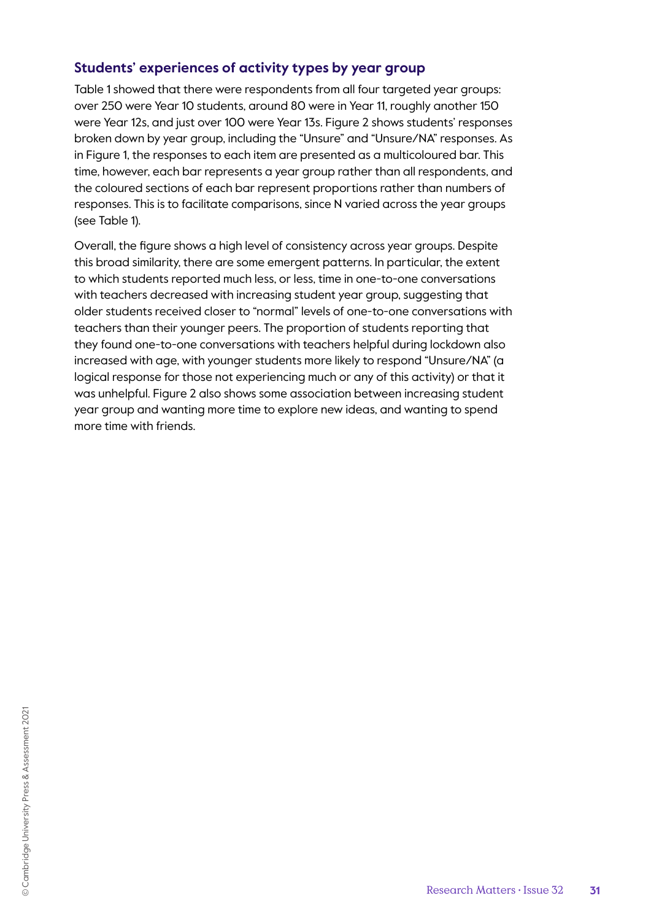### Students' experiences of activity types by year group

Table 1 showed that there were respondents from all four targeted year groups: over 250 were Year 10 students, around 80 were in Year 11, roughly another 150 were Year 12s, and just over 100 were Year 13s. Figure 2 shows students' responses broken down by year group, including the "Unsure" and "Unsure/NA" responses. As in Figure 1, the responses to each item are presented as a multicoloured bar. This time, however, each bar represents a year group rather than all respondents, and the coloured sections of each bar represent proportions rather than numbers of responses. This is to facilitate comparisons, since N varied across the year groups (see Table 1).

Overall, the figure shows a high level of consistency across year groups. Despite this broad similarity, there are some emergent patterns. In particular, the extent to which students reported much less, or less, time in one-to-one conversations with teachers decreased with increasing student year group, suggesting that older students received closer to "normal" levels of one-to-one conversations with teachers than their younger peers. The proportion of students reporting that they found one-to-one conversations with teachers helpful during lockdown also increased with age, with younger students more likely to respond "Unsure/NA" (a logical response for those not experiencing much or any of this activity) or that it was unhelpful. Figure 2 also shows some association between increasing student year group and wanting more time to explore new ideas, and wanting to spend more time with friends.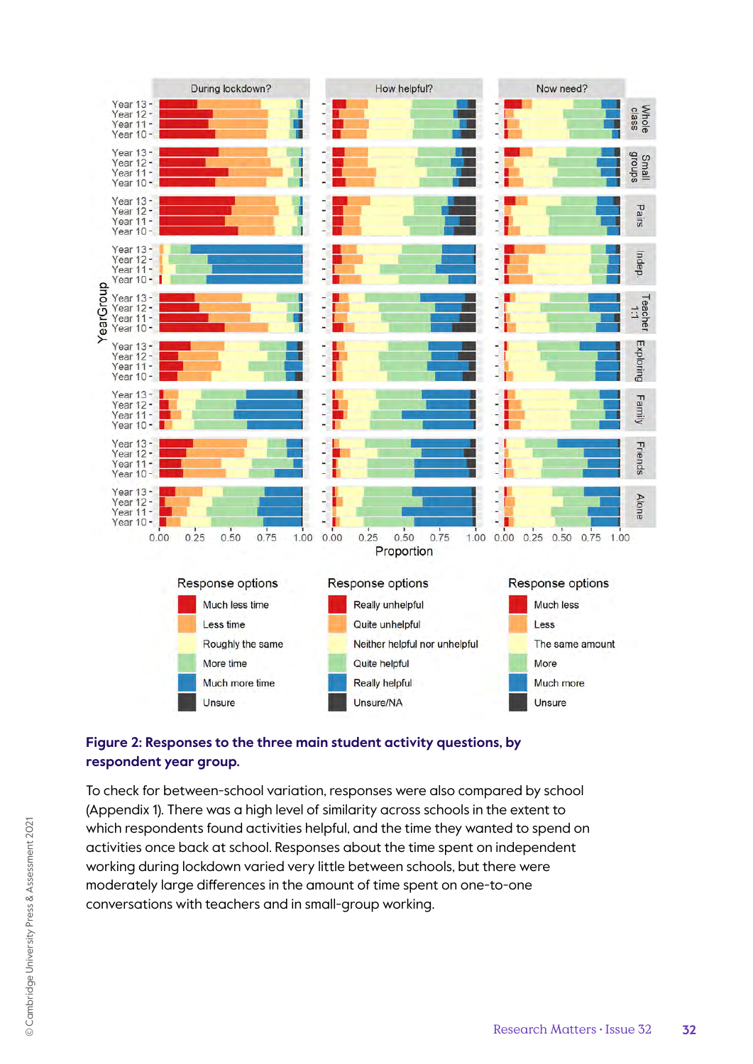During lockdown?

How helpful?

Now need?

YearGroup

Year 13
Year 12
Year 11
Year 10

Whole class

Small groups

Pairs

Indep.

Teacher 1:1

Exploring

Family

Friends

Alone

0.00 0.25 0.50 0.75 1.00

Proportion

Response options
Much less time
Less time
Roughly the same
More time
Much more time
Unsure

Response options
Really unhelpful
Quite unhelpful
Neither helpful nor unhelpful
Quite helpful
Really helpful
Unsure/NA

Response options
Much less
Less
The same amount
More
Much more
Unsure

**Figure 2: Responses to the three main student activity questions, by respondent year group.**

To check for between-school variation, responses were also compared by school (Appendix 1). There was a high level of similarity across schools in the extent to which respondents found activities helpful, and the time they wanted to spend on activities once back at school. Responses about the time spent on independent working during lockdown varied very little between schools, but there were moderately large differences in the amount of time spent on one-to-one conversations with teachers and in small-group working.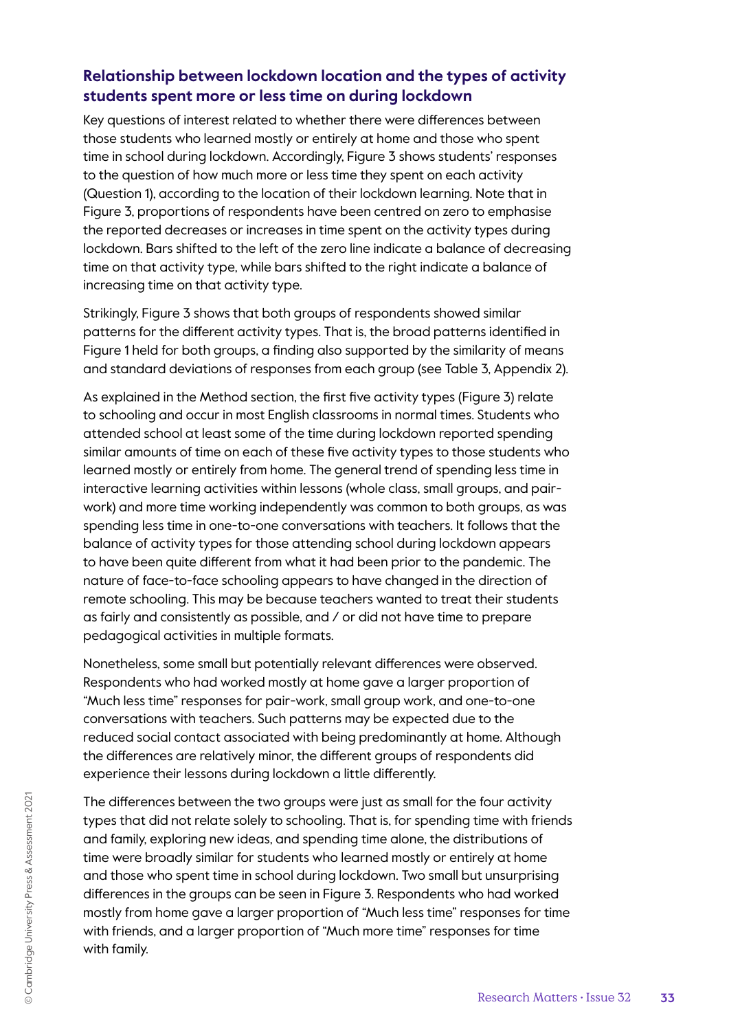### Relationship between lockdown location and the types of activity students spent more or less time on during lockdown

Key questions of interest related to whether there were differences between those students who learned mostly or entirely at home and those who spent time in school during lockdown. Accordingly, Figure 3 shows students' responses to the question of how much more or less time they spent on each activity (Question 1), according to the location of their lockdown learning. Note that in Figure 3, proportions of respondents have been centred on zero to emphasise the reported decreases or increases in time spent on the activity types during lockdown. Bars shifted to the left of the zero line indicate a balance of decreasing time on that activity type, while bars shifted to the right indicate a balance of increasing time on that activity type.

Strikingly, Figure 3 shows that both groups of respondents showed similar patterns for the different activity types. That is, the broad patterns identified in Figure 1 held for both groups, a finding also supported by the similarity of means and standard deviations of responses from each group (see Table 3, Appendix 2).

As explained in the Method section, the first five activity types (Figure 3) relate to schooling and occur in most English classrooms in normal times. Students who attended school at least some of the time during lockdown reported spending similar amounts of time on each of these five activity types to those students who learned mostly or entirely from home. The general trend of spending less time in interactive learning activities within lessons (whole class, small groups, and pair-work) and more time working independently was common to both groups, as was spending less time in one-to-one conversations with teachers. It follows that the balance of activity types for those attending school during lockdown appears to have been quite different from what it had been prior to the pandemic. The nature of face-to-face schooling appears to have changed in the direction of remote schooling. This may be because teachers wanted to treat their students as fairly and consistently as possible, and / or did not have time to prepare pedagogical activities in multiple formats.

Nonetheless, some small but potentially relevant differences were observed. Respondents who had worked mostly at home gave a larger proportion of "Much less time" responses for pair-work, small group work, and one-to-one conversations with teachers. Such patterns may be expected due to the reduced social contact associated with being predominantly at home. Although the differences are relatively minor, the different groups of respondents did experience their lessons during lockdown a little differently.

The differences between the two groups were just as small for the four activity types that did not relate solely to schooling. That is, for spending time with friends and family, exploring new ideas, and spending time alone, the distributions of time were broadly similar for students who learned mostly or entirely at home and those who spent time in school during lockdown. Two small but unsurprising differences in the groups can be seen in Figure 3. Respondents who had worked mostly from home gave a larger proportion of "Much less time" responses for time with friends, and a larger proportion of "Much more time" responses for time with family.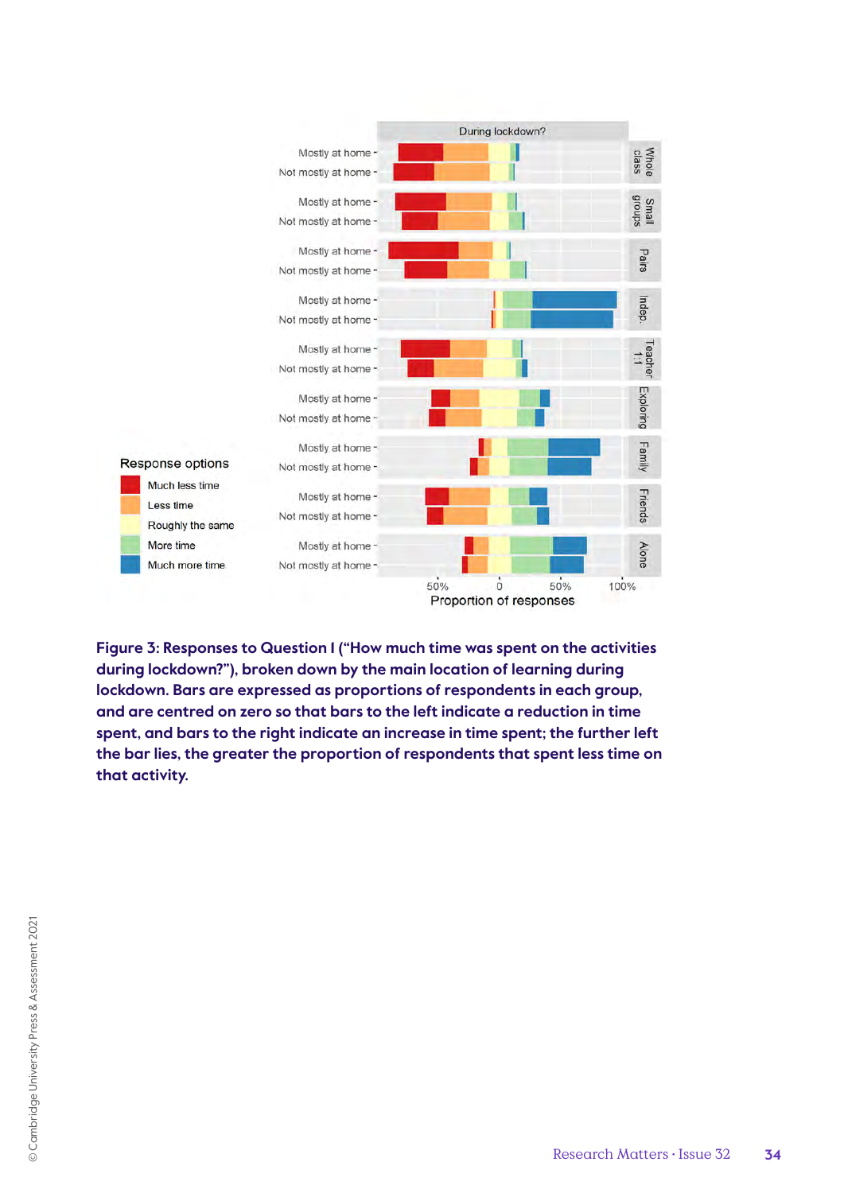During lockdown?

Mostly at home
Not mostly at home

Whole class
Small groups
Pairs
Indep.
Teacher 1:1
Exploring
Family
Friends
Alone

Response options
Much less time
Less time
Roughly the same
More time
Much more time

50%
0
50%
100%
Proportion of responses

**Figure 3: Responses to Question I ("How much time was spent on the activities during lockdown?"), broken down by the main location of learning during lockdown. Bars are expressed as proportions of respondents in each group, and are centred on zero so that bars to the left indicate a reduction in time spent, and bars to the right indicate an increase in time spent; the further left the bar lies, the greater the proportion of respondents that spent less time on that activity.**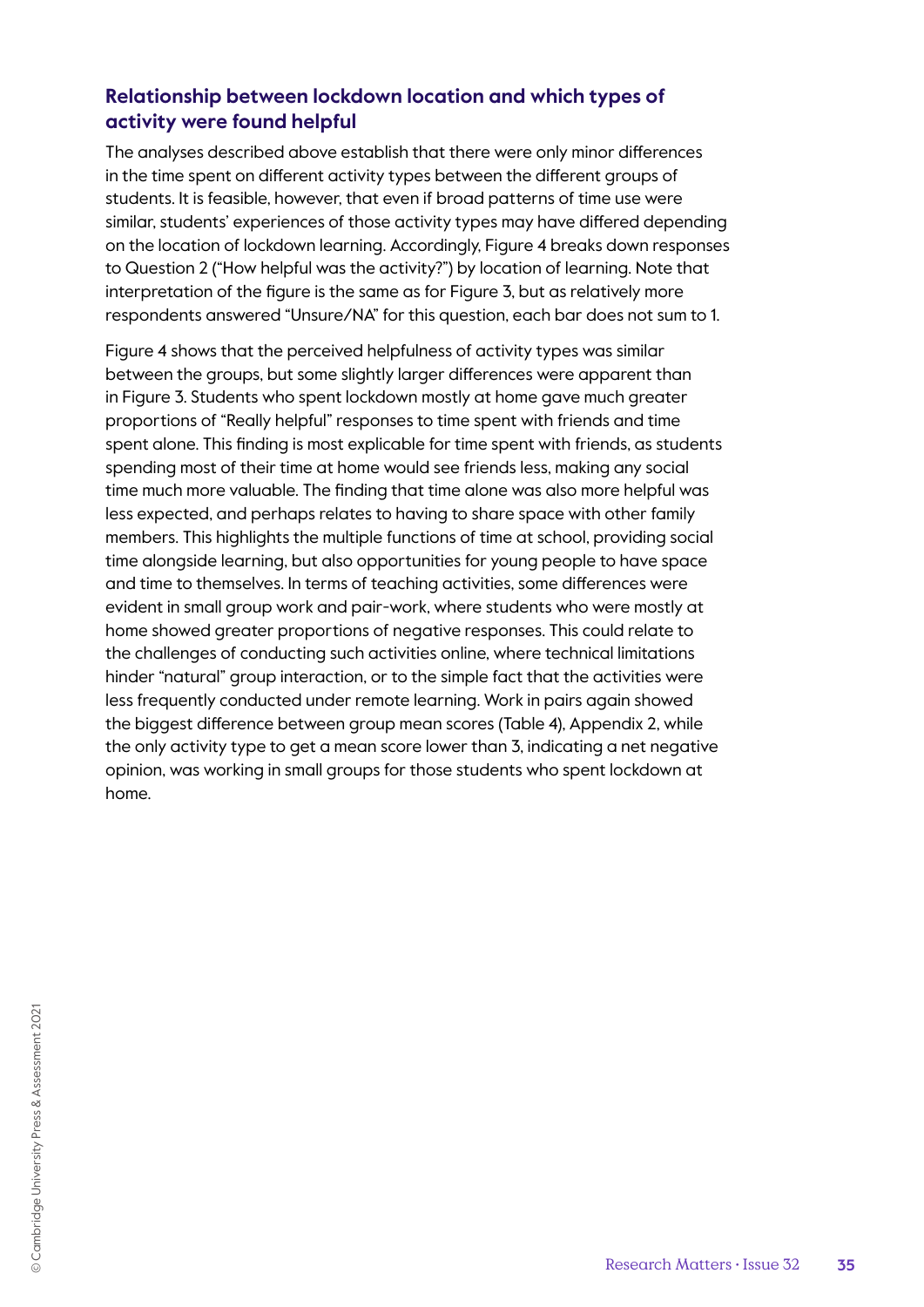## Relationship between lockdown location and which types of activity were found helpful

The analyses described above establish that there were only minor differences in the time spent on different activity types between the different groups of students. It is feasible, however, that even if broad patterns of time use were similar, students' experiences of those activity types may have differed depending on the location of lockdown learning. Accordingly, Figure 4 breaks down responses to Question 2 ("How helpful was the activity?") by location of learning. Note that interpretation of the figure is the same as for Figure 3, but as relatively more respondents answered "Unsure/NA" for this question, each bar does not sum to 1.

Figure 4 shows that the perceived helpfulness of activity types was similar between the groups, but some slightly larger differences were apparent than in Figure 3. Students who spent lockdown mostly at home gave much greater proportions of "Really helpful" responses to time spent with friends and time spent alone. This finding is most explicable for time spent with friends, as students spending most of their time at home would see friends less, making any social time much more valuable. The finding that time alone was also more helpful was less expected, and perhaps relates to having to share space with other family members. This highlights the multiple functions of time at school, providing social time alongside learning, but also opportunities for young people to have space and time to themselves. In terms of teaching activities, some differences were evident in small group work and pair-work, where students who were mostly at home showed greater proportions of negative responses. This could relate to the challenges of conducting such activities online, where technical limitations hinder "natural" group interaction, or to the simple fact that the activities were less frequently conducted under remote learning. Work in pairs again showed the biggest difference between group mean scores (Table 4), Appendix 2, while the only activity type to get a mean score lower than 3, indicating a net negative opinion, was working in small groups for those students who spent lockdown at home.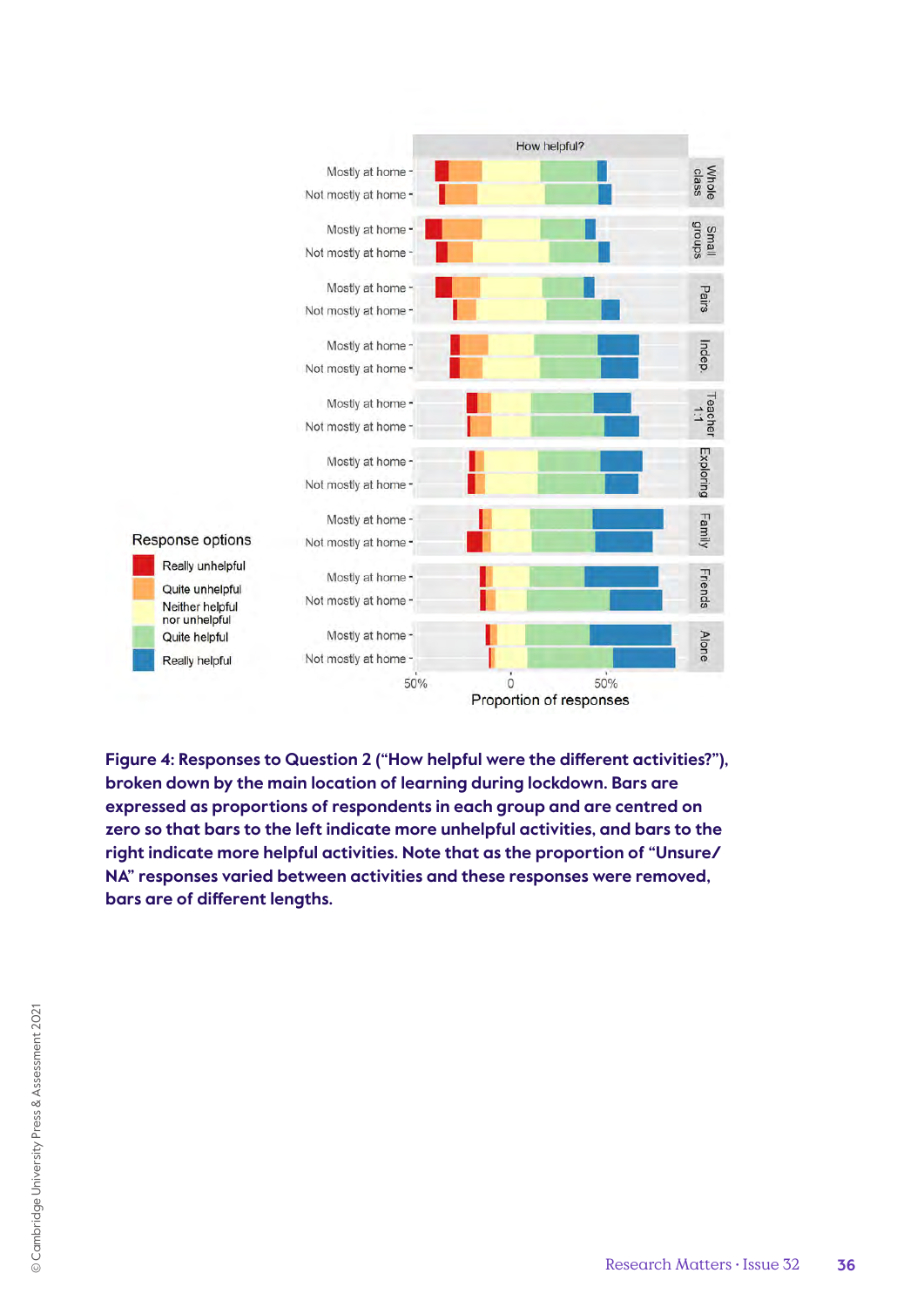**Figure 4: Responses to Question 2 ("How helpful were the different activities?"), broken down by the main location of learning during lockdown. Bars are expressed as proportions of respondents in each group and are centred on zero so that bars to the left indicate more unhelpful activities, and bars to the right indicate more helpful activities. Note that as the proportion of "Unsure/ NA" responses varied between activities and these responses were removed, bars are of different lengths.**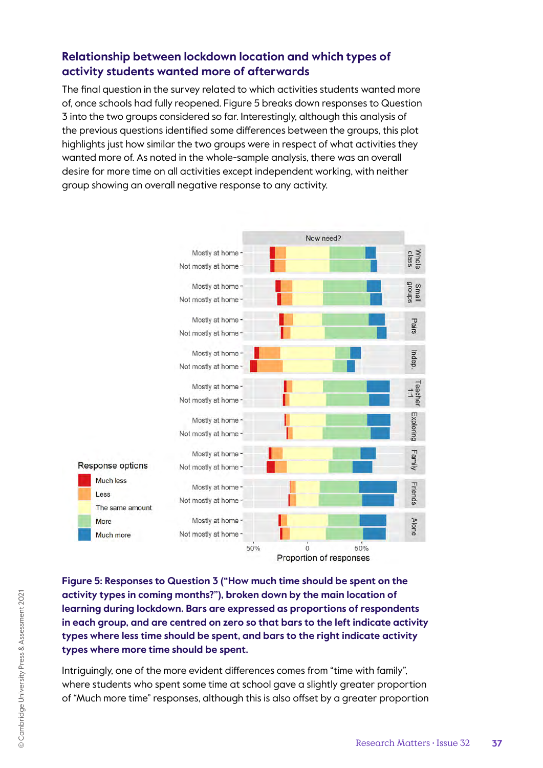## Relationship between lockdown location and which types of activity students wanted more of afterwards

The final question in the survey related to which activities students wanted more of, once schools had fully reopened. Figure 5 breaks down responses to Question 3 into the two groups considered so far. Interestingly, although this analysis of the previous questions identified some differences between the groups, this plot highlights just how similar the two groups were in respect of what activities they wanted more of. As noted in the whole-sample analysis, there was an overall desire for more time on all activities except independent working, with neither group showing an overall negative response to any activity.

Now need?

Whole class
Mostly at home
Not mostly at home

Small groups
Mostly at home
Not mostly at home

Pairs
Mostly at home
Not mostly at home

Indep.
Mostly at home
Not mostly at home

Teacher 1:1
Mostly at home
Not mostly at home

Exploring
Mostly at home
Not mostly at home

Family
Mostly at home
Not mostly at home

Friends
Mostly at home
Not mostly at home

Alone
Mostly at home
Not mostly at home

50% 0 50%

Proportion of responses

Response options
Much less
Less
The same amount
More
Much more

**Figure 5: Responses to Question 3 ("How much time should be spent on the activity types in coming months?"), broken down by the main location of learning during lockdown. Bars are expressed as proportions of respondents in each group, and are centred on zero so that bars to the left indicate activity types where less time should be spent, and bars to the right indicate activity types where more time should be spent.**

Intriguingly, one of the more evident differences comes from "time with family", where students who spent some time at school gave a slightly greater proportion of "Much more time" responses, although this is also offset by a greater proportion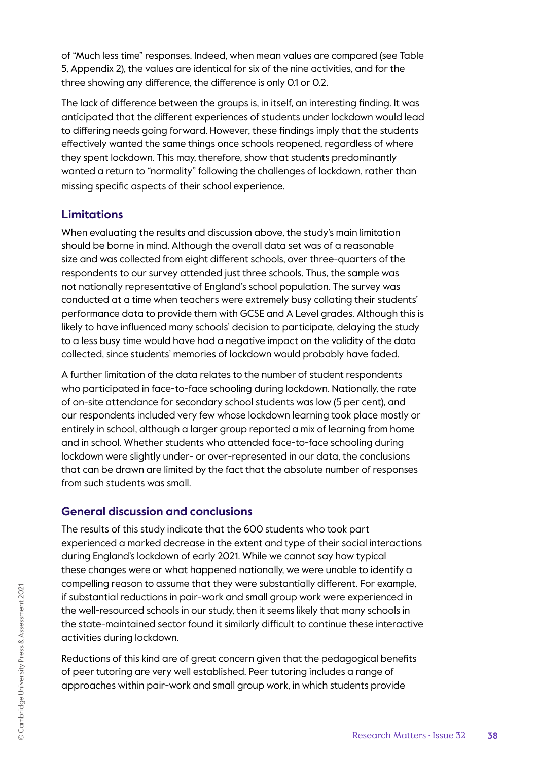of "Much less time" responses. Indeed, when mean values are compared (see Table 5, Appendix 2), the values are identical for six of the nine activities, and for the three showing any difference, the difference is only 0.1 or 0.2.

The lack of difference between the groups is, in itself, an interesting finding. It was anticipated that the different experiences of students under lockdown would lead to differing needs going forward. However, these findings imply that the students effectively wanted the same things once schools reopened, regardless of where they spent lockdown. This may, therefore, show that students predominantly wanted a return to "normality" following the challenges of lockdown, rather than missing specific aspects of their school experience.

## Limitations

When evaluating the results and discussion above, the study's main limitation should be borne in mind. Although the overall data set was of a reasonable size and was collected from eight different schools, over three-quarters of the respondents to our survey attended just three schools. Thus, the sample was not nationally representative of England's school population. The survey was conducted at a time when teachers were extremely busy collating their students' performance data to provide them with GCSE and A Level grades. Although this is likely to have influenced many schools' decision to participate, delaying the study to a less busy time would have had a negative impact on the validity of the data collected, since students' memories of lockdown would probably have faded.

A further limitation of the data relates to the number of student respondents who participated in face-to-face schooling during lockdown. Nationally, the rate of on-site attendance for secondary school students was low (5 per cent), and our respondents included very few whose lockdown learning took place mostly or entirely in school, although a larger group reported a mix of learning from home and in school. Whether students who attended face-to-face schooling during lockdown were slightly under- or over-represented in our data, the conclusions that can be drawn are limited by the fact that the absolute number of responses from such students was small.

## General discussion and conclusions

The results of this study indicate that the 600 students who took part experienced a marked decrease in the extent and type of their social interactions during England's lockdown of early 2021. While we cannot say how typical these changes were or what happened nationally, we were unable to identify a compelling reason to assume that they were substantially different. For example, if substantial reductions in pair-work and small group work were experienced in the well-resourced schools in our study, then it seems likely that many schools in the state-maintained sector found it similarly difficult to continue these interactive activities during lockdown.

Reductions of this kind are of great concern given that the pedagogical benefits of peer tutoring are very well established. Peer tutoring includes a range of approaches within pair-work and small group work, in which students provide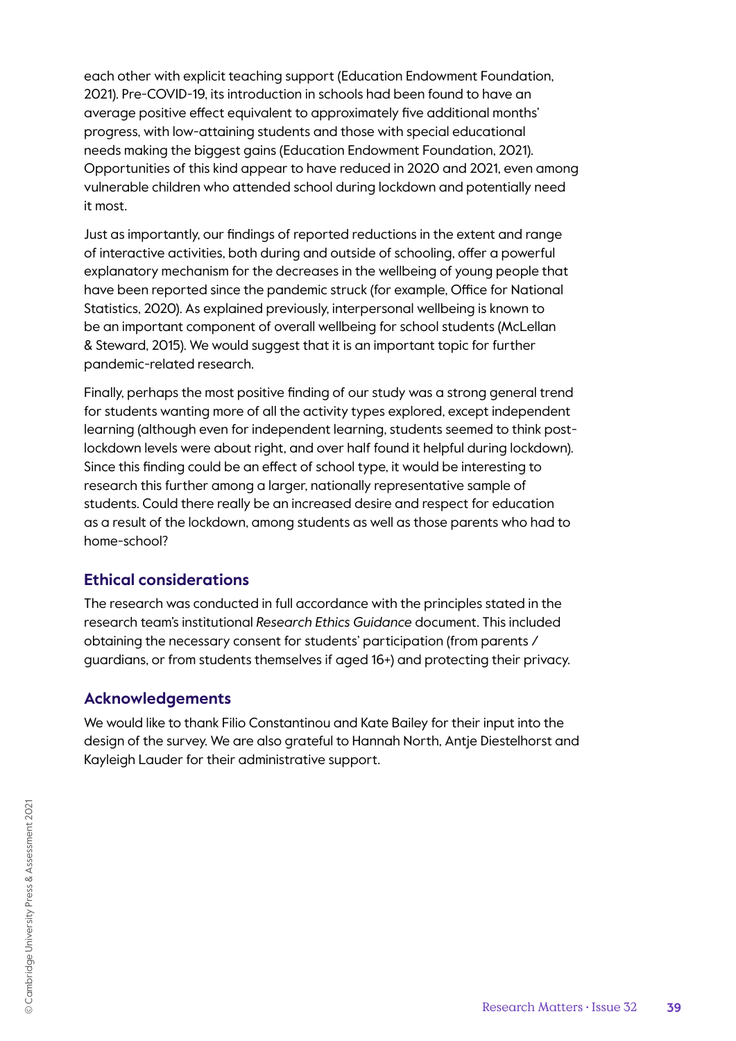each other with explicit teaching support (Education Endowment Foundation, 2021). Pre-COVID-19, its introduction in schools had been found to have an average positive effect equivalent to approximately five additional months' progress, with low-attaining students and those with special educational needs making the biggest gains (Education Endowment Foundation, 2021). Opportunities of this kind appear to have reduced in 2020 and 2021, even among vulnerable children who attended school during lockdown and potentially need it most.

Just as importantly, our findings of reported reductions in the extent and range of interactive activities, both during and outside of schooling, offer a powerful explanatory mechanism for the decreases in the wellbeing of young people that have been reported since the pandemic struck (for example, Office for National Statistics, 2020). As explained previously, interpersonal wellbeing is known to be an important component of overall wellbeing for school students (McLellan & Steward, 2015). We would suggest that it is an important topic for further pandemic-related research.

Finally, perhaps the most positive finding of our study was a strong general trend for students wanting more of all the activity types explored, except independent learning (although even for independent learning, students seemed to think post-lockdown levels were about right, and over half found it helpful during lockdown). Since this finding could be an effect of school type, it would be interesting to research this further among a larger, nationally representative sample of students. Could there really be an increased desire and respect for education as a result of the lockdown, among students as well as those parents who had to home-school?

## Ethical considerations

The research was conducted in full accordance with the principles stated in the research team's institutional *Research Ethics Guidance* document. This included obtaining the necessary consent for students' participation (from parents / guardians, or from students themselves if aged 16+) and protecting their privacy.

## Acknowledgements

We would like to thank Filio Constantinou and Kate Bailey for their input into the design of the survey. We are also grateful to Hannah North, Antje Diestelhorst and Kayleigh Lauder for their administrative support.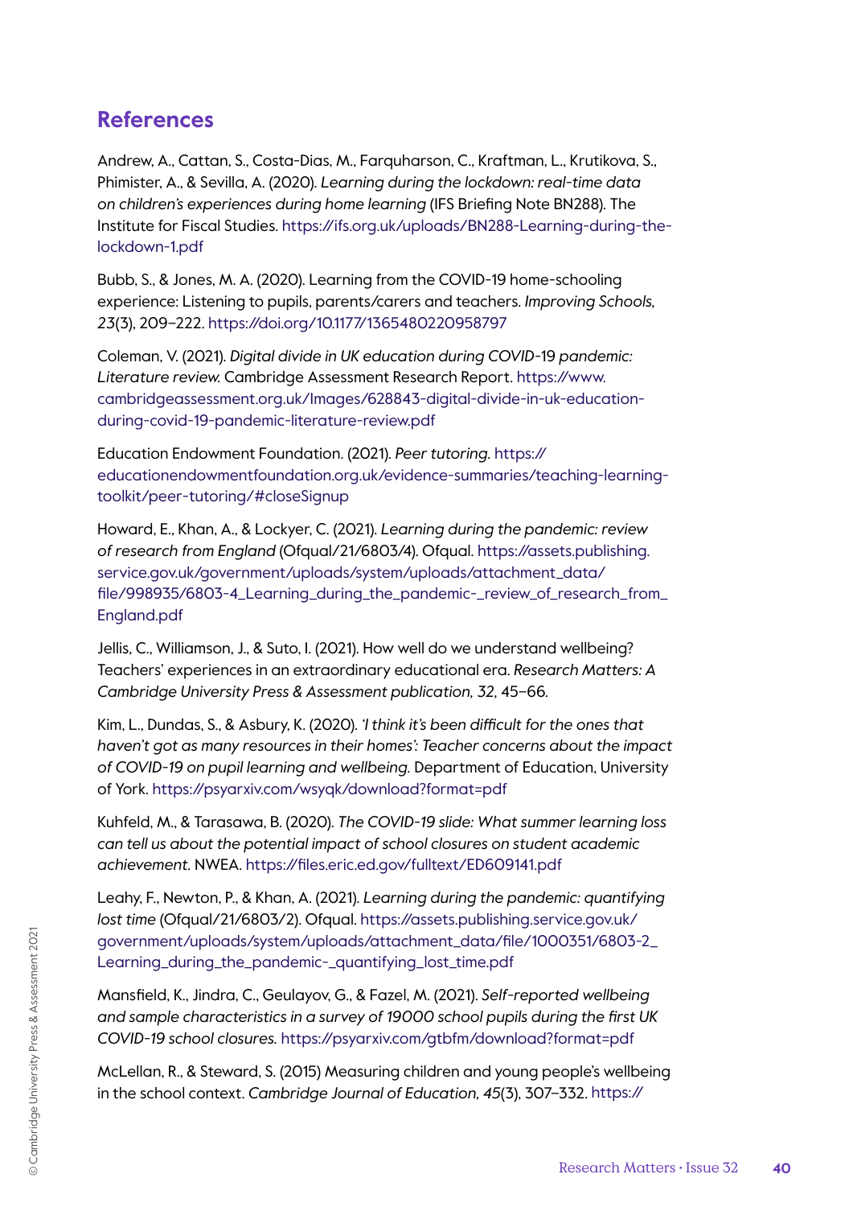## References

Andrew, A., Cattan, S., Costa-Dias, M., Farquharson, C., Kraftman, L., Krutikova, S., Phimister, A., & Sevilla, A. (2020). *Learning during the lockdown: real-time data on children's experiences during home learning* (IFS Briefing Note BN288). The Institute for Fiscal Studies. https://ifs.org.uk/uploads/BN288-Learning-during-the-lockdown-1.pdf

Bubb, S., & Jones, M. A. (2020). Learning from the COVID-19 home-schooling experience: Listening to pupils, parents/carers and teachers. *Improving Schools, 23*(3), 209–222. https://doi.org/10.1177/1365480220958797

Coleman, V. (2021). *Digital divide in UK education during COVID-19 pandemic: Literature review.* Cambridge Assessment Research Report. https://www.cambridgeassessment.org.uk/Images/628843-digital-divide-in-uk-education-during-covid-19-pandemic-literature-review.pdf

Education Endowment Foundation. (2021). *Peer tutoring.* https://educationendowmentfoundation.org.uk/evidence-summaries/teaching-learning-toolkit/peer-tutoring/#closeSignup

Howard, E., Khan, A., & Lockyer, C. (2021). *Learning during the pandemic: review of research from England* (Ofqual/21/6803/4). Ofqual. https://assets.publishing.service.gov.uk/government/uploads/system/uploads/attachment_data/file/998935/6803-4_Learning_during_the_pandemic-_review_of_research_from_England.pdf

Jellis, C., Williamson, J., & Suto, I. (2021). How well do we understand wellbeing? Teachers' experiences in an extraordinary educational era. *Research Matters: A Cambridge University Press & Assessment publication, 32*, 45–66.

Kim, L., Dundas, S., & Asbury, K. (2020). *'I think it's been difficult for the ones that haven't got as many resources in their homes': Teacher concerns about the impact of COVID-19 on pupil learning and wellbeing.* Department of Education, University of York. https://psyarxiv.com/wsyqk/download?format=pdf

Kuhfeld, M., & Tarasawa, B. (2020). *The COVID-19 slide: What summer learning loss can tell us about the potential impact of school closures on student academic achievement.* NWEA. https://files.eric.ed.gov/fulltext/ED609141.pdf

Leahy, F., Newton, P., & Khan, A. (2021). *Learning during the pandemic: quantifying lost time* (Ofqual/21/6803/2). Ofqual. https://assets.publishing.service.gov.uk/government/uploads/system/uploads/attachment_data/file/1000351/6803-2_Learning_during_the_pandemic-_quantifying_lost_time.pdf

Mansfield, K., Jindra, C., Geulayov, G., & Fazel, M. (2021). *Self-reported wellbeing and sample characteristics in a survey of 19000 school pupils during the first UK COVID-19 school closures.* https://psyarxiv.com/gtbfm/download?format=pdf

McLellan, R., & Steward, S. (2015) Measuring children and young people's wellbeing in the school context. *Cambridge Journal of Education, 45*(3), 307–332. https://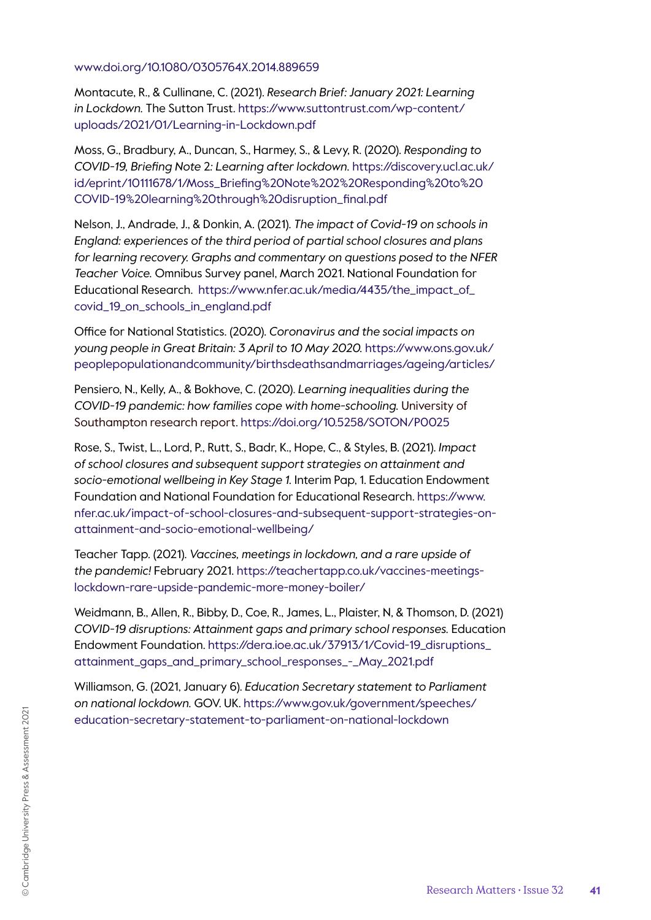www.doi.org/10.1080/0305764X.2014.889659

Montacute, R., & Cullinane, C. (2021). *Research Brief: January 2021: Learning in Lockdown.* The Sutton Trust. https://www.suttontrust.com/wp-content/uploads/2021/01/Learning-in-Lockdown.pdf

Moss, G., Bradbury, A., Duncan, S., Harmey, S., & Levy, R. (2020). *Responding to COVID-19, Briefing Note 2: Learning after lockdown.* https://discovery.ucl.ac.uk/id/eprint/10111678/1/Moss_Briefing%20Note%202%20Responding%20to%20COVID-19%20learning%20through%20disruption_final.pdf

Nelson, J., Andrade, J., & Donkin, A. (2021). *The impact of Covid-19 on schools in England: experiences of the third period of partial school closures and plans for learning recovery. Graphs and commentary on questions posed to the NFER Teacher Voice.* Omnibus Survey panel, March 2021. National Foundation for Educational Research. https://www.nfer.ac.uk/media/4435/the_impact_of_covid_19_on_schools_in_england.pdf

Office for National Statistics. (2020). *Coronavirus and the social impacts on young people in Great Britain: 3 April to 10 May 2020.* https://www.ons.gov.uk/peoplepopulationandcommunity/birthsdeathsandmarriages/ageing/articles/

Pensiero, N., Kelly, A., & Bokhove, C. (2020). *Learning inequalities during the COVID-19 pandemic: how families cope with home-schooling.* University of Southampton research report. https://doi.org/10.5258/SOTON/P0025

Rose, S., Twist, L., Lord, P., Rutt, S., Badr, K., Hope, C., & Styles, B. (2021). *Impact of school closures and subsequent support strategies on attainment and socio-emotional wellbeing in Key Stage 1.* Interim Pap, 1. Education Endowment Foundation and National Foundation for Educational Research. https://www.nfer.ac.uk/impact-of-school-closures-and-subsequent-support-strategies-on-attainment-and-socio-emotional-wellbeing/

Teacher Tapp. (2021). *Vaccines, meetings in lockdown, and a rare upside of the pandemic!* February 2021. https://teachertapp.co.uk/vaccines-meetings-lockdown-rare-upside-pandemic-more-money-boiler/

Weidmann, B., Allen, R., Bibby, D., Coe, R., James, L., Plaister, N, & Thomson, D. (2021) *COVID-19 disruptions: Attainment gaps and primary school responses.* Education Endowment Foundation. https://dera.ioe.ac.uk/37913/1/Covid-19_disruptions_attainment_gaps_and_primary_school_responses_-_May_2021.pdf

Williamson, G. (2021, January 6). *Education Secretary statement to Parliament on national lockdown.* GOV. UK. https://www.gov.uk/government/speeches/education-secretary-statement-to-parliament-on-national-lockdown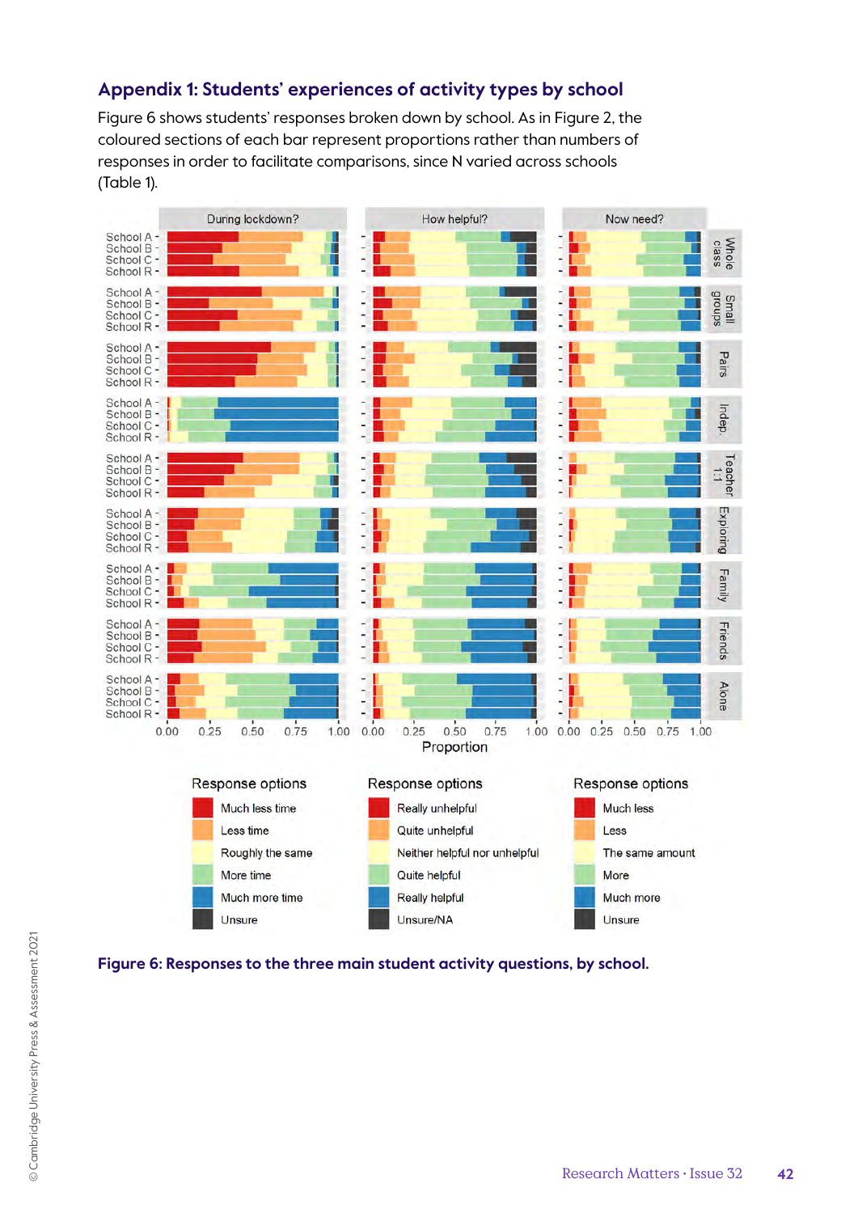## Appendix 1: Students' experiences of activity types by school

Figure 6 shows students' responses broken down by school. As in Figure 2, the coloured sections of each bar represent proportions rather than numbers of responses in order to facilitate comparisons, since N varied across schools (Table 1).

During lockdown?

How helpful?

Now need?

Whole class

Small groups

Pairs

Indep.

Teacher 1:1

Exploring

Family

Friends

Alone

School A

School B

School C

School R

0.00 0.25 0.50 0.75 1.00

Proportion

Response options

Much less time

Less time

Roughly the same

More time

Much more time

Unsure

Response options

Really unhelpful

Quite unhelpful

Neither helpful nor unhelpful

Quite helpful

Really helpful

Unsure/NA

Response options

Much less

Less

The same amount

More

Much more

Unsure

**Figure 6: Responses to the three main student activity questions, by school.**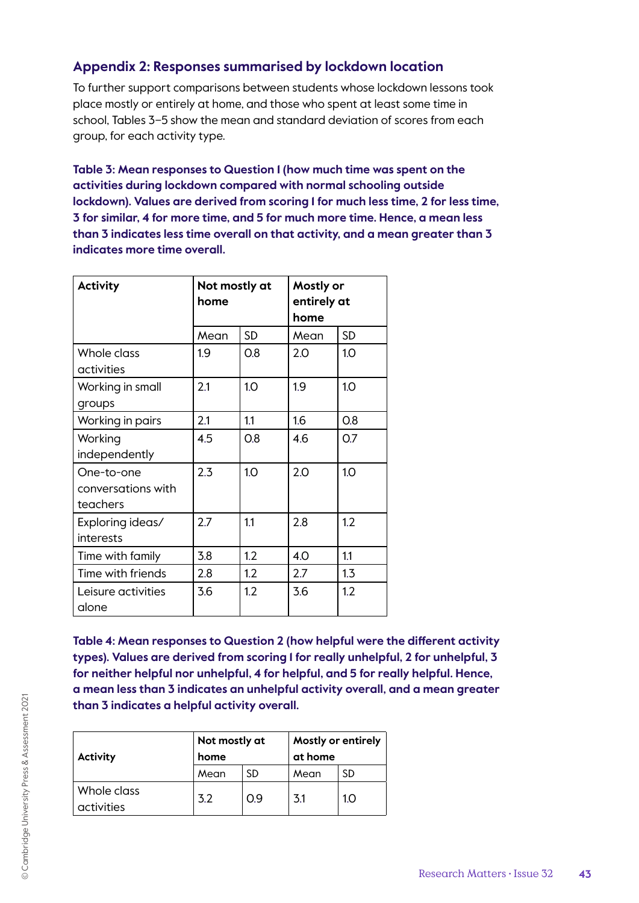## Appendix 2: Responses summarised by lockdown location

To further support comparisons between students whose lockdown lessons took place mostly or entirely at home, and those who spent at least some time in school, Tables 3–5 show the mean and standard deviation of scores from each group, for each activity type.

**Table 3: Mean responses to Question 1 (how much time was spent on the activities during lockdown compared with normal schooling outside lockdown). Values are derived from scoring 1 for much less time, 2 for less time, 3 for similar, 4 for more time, and 5 for much more time. Hence, a mean less than 3 indicates less time overall on that activity, and a mean greater than 3 indicates more time overall.**

| Activity | Not mostly at home | | Mostly or entirely at home | |
|---|---|---|---|---|
| | Mean | SD | Mean | SD |
| Whole class activities | 1.9 | 0.8 | 2.0 | 1.0 |
| Working in small groups | 2.1 | 1.0 | 1.9 | 1.0 |
| Working in pairs | 2.1 | 1.1 | 1.6 | 0.8 |
| Working independently | 4.5 | 0.8 | 4.6 | 0.7 |
| One-to-one conversations with teachers | 2.3 | 1.0 | 2.0 | 1.0 |
| Exploring ideas/ interests | 2.7 | 1.1 | 2.8 | 1.2 |
| Time with family | 3.8 | 1.2 | 4.0 | 1.1 |
| Time with friends | 2.8 | 1.2 | 2.7 | 1.3 |
| Leisure activities alone | 3.6 | 1.2 | 3.6 | 1.2 |

**Table 4: Mean responses to Question 2 (how helpful were the different activity types). Values are derived from scoring 1 for really unhelpful, 2 for unhelpful, 3 for neither helpful nor unhelpful, 4 for helpful, and 5 for really helpful. Hence, a mean less than 3 indicates an unhelpful activity overall, and a mean greater than 3 indicates a helpful activity overall.**

| Activity | Not mostly at home | | Mostly or entirely at home | |
|---|---|---|---|---|
| | Mean | SD | Mean | SD |
| Whole class activities | 3.2 | 0.9 | 3.1 | 1.0 |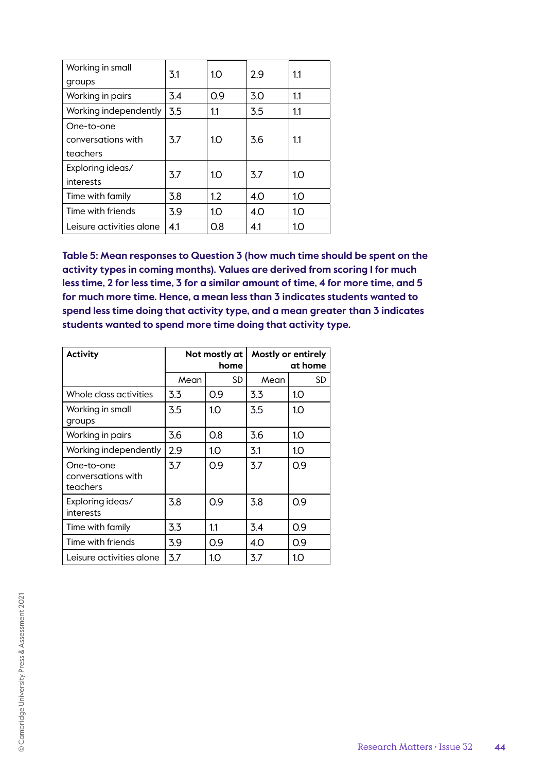| | | | | |
|---|---|---|---|---|
| Working in small groups | 3.1 | 1.0 | 2.9 | 1.1 |
| Working in pairs | 3.4 | 0.9 | 3.0 | 1.1 |
| Working independently | 3.5 | 1.1 | 3.5 | 1.1 |
| One-to-one conversations with teachers | 3.7 | 1.0 | 3.6 | 1.1 |
| Exploring ideas/ interests | 3.7 | 1.0 | 3.7 | 1.0 |
| Time with family | 3.8 | 1.2 | 4.0 | 1.0 |
| Time with friends | 3.9 | 1.0 | 4.0 | 1.0 |
| Leisure activities alone | 4.1 | 0.8 | 4.1 | 1.0 |

**Table 5: Mean responses to Question 3 (how much time should be spent on the activity types in coming months). Values are derived from scoring 1 for much less time, 2 for less time, 3 for a similar amount of time, 4 for more time, and 5 for much more time. Hence, a mean less than 3 indicates students wanted to spend less time doing that activity type, and a mean greater than 3 indicates students wanted to spend more time doing that activity type.**

| Activity | Not mostly at home | | Mostly or entirely at home | |
|---|---|---|---|---|
| | Mean | SD | Mean | SD |
| Whole class activities | 3.3 | 0.9 | 3.3 | 1.0 |
| Working in small groups | 3.5 | 1.0 | 3.5 | 1.0 |
| Working in pairs | 3.6 | 0.8 | 3.6 | 1.0 |
| Working independently | 2.9 | 1.0 | 3.1 | 1.0 |
| One-to-one conversations with teachers | 3.7 | 0.9 | 3.7 | 0.9 |
| Exploring ideas/ interests | 3.8 | 0.9 | 3.8 | 0.9 |
| Time with family | 3.3 | 1.1 | 3.4 | 0.9 |
| Time with friends | 3.9 | 0.9 | 4.0 | 0.9 |
| Leisure activities alone | 3.7 | 1.0 | 3.7 | 1.0 |